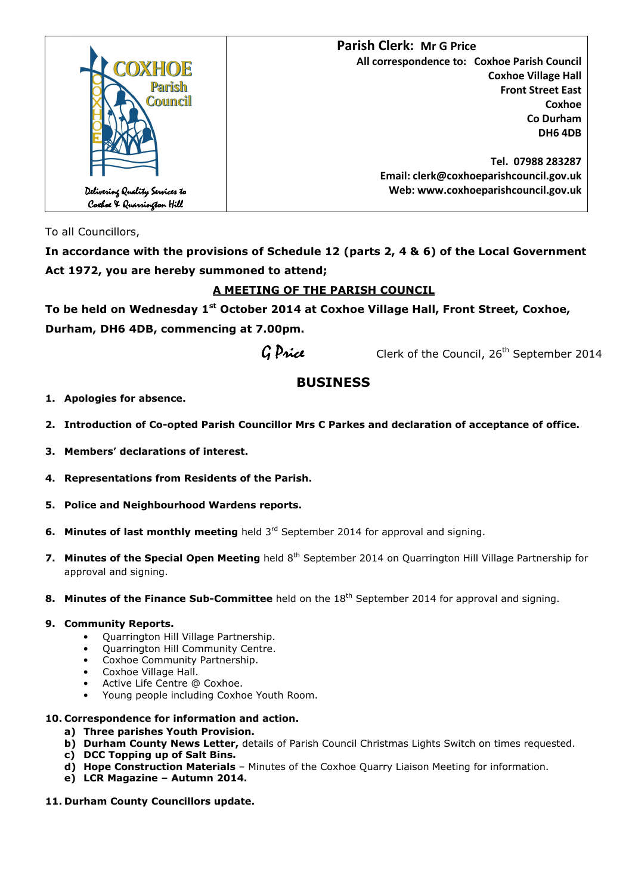COXHOE Parish Council

*Delivering Quality Services to Coxhoe & Quarrington Hill*

**Parish Clerk: Mr G Price**

**All correspondence to: Coxhoe Parish Council**
**Coxhoe Village Hall**
**Front Street East**
**Coxhoe**
**Co Durham**
**DH6 4DB**

**Tel. 07988 283287**
**Email: clerk@coxhoeparishcouncil.gov.uk**
**Web: www.coxhoeparishcouncil.gov.uk**

To all Councillors,

**In accordance with the provisions of Schedule 12 (parts 2, 4 & 6) of the Local Government Act 1972, you are hereby summoned to attend;**

**A MEETING OF THE PARISH COUNCIL**

**To be held on Wednesday 1st October 2014 at Coxhoe Village Hall, Front Street, Coxhoe, Durham, DH6 4DB, commencing at 7.00pm.**

*G Price* Clerk of the Council, 26th September 2014

## BUSINESS

1. **Apologies for absence.**
2. **Introduction of Co-opted Parish Councillor Mrs C Parkes and declaration of acceptance of office.**
3. **Members' declarations of interest.**
4. **Representations from Residents of the Parish.**
5. **Police and Neighbourhood Wardens reports.**
6. **Minutes of last monthly meeting** held 3rd September 2014 for approval and signing.
7. **Minutes of the Special Open Meeting** held 8th September 2014 on Quarrington Hill Village Partnership for approval and signing.
8. **Minutes of the Finance Sub-Committee** held on the 18th September 2014 for approval and signing.
9. **Community Reports.**
    - Quarrington Hill Village Partnership.
    - Quarrington Hill Community Centre.
    - Coxhoe Community Partnership.
    - Coxhoe Village Hall.
    - Active Life Centre @ Coxhoe.
    - Young people including Coxhoe Youth Room.
10. **Correspondence for information and action.**
    a) **Three parishes Youth Provision.**
    b) **Durham County News Letter,** details of Parish Council Christmas Lights Switch on times requested.
    c) **DCC Topping up of Salt Bins.**
    d) **Hope Construction Materials** – Minutes of the Coxhoe Quarry Liaison Meeting for information.
    e) **LCR Magazine – Autumn 2014.**
11. **Durham County Councillors update.**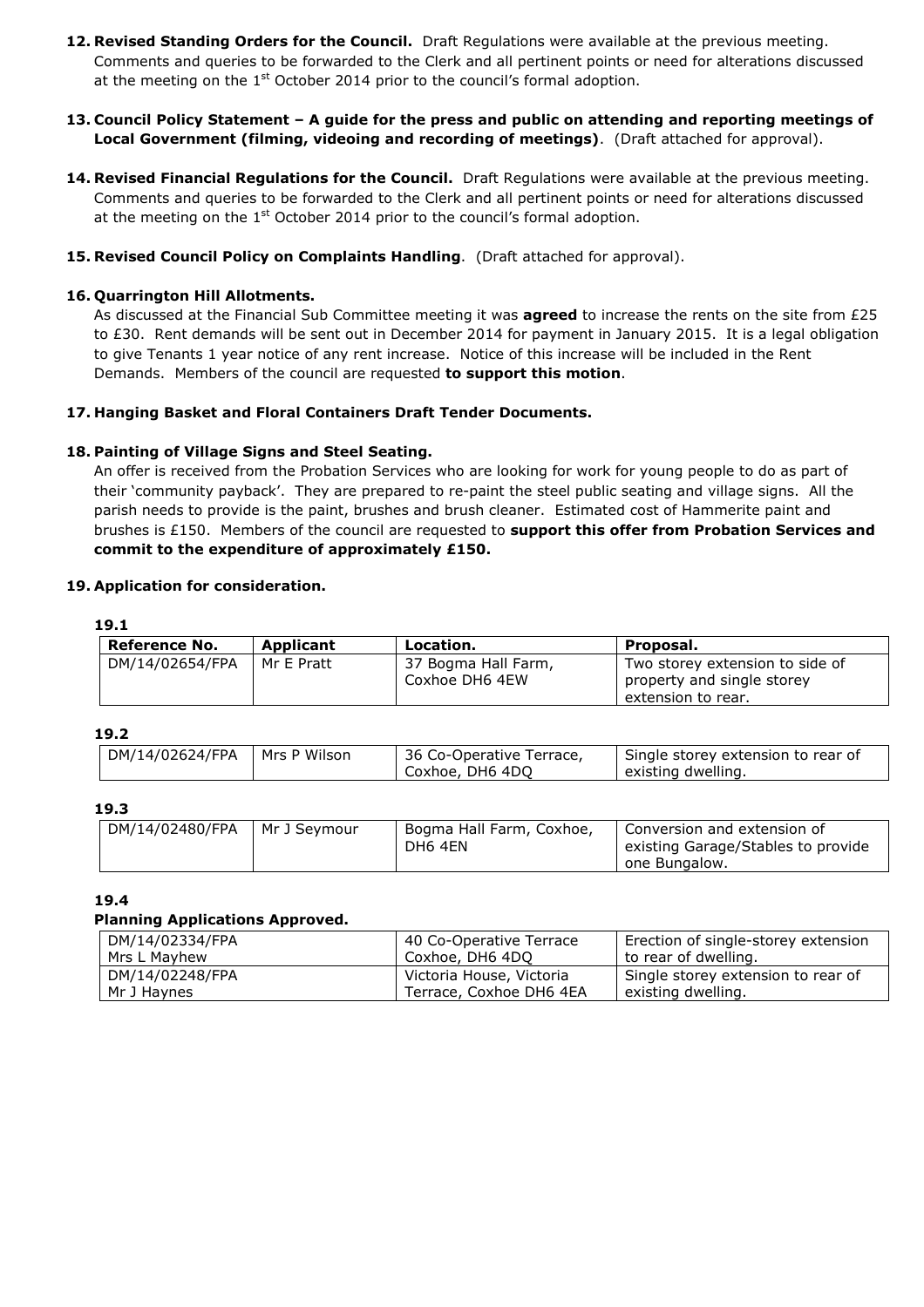**12. Revised Standing Orders for the Council.** Draft Regulations were available at the previous meeting. Comments and queries to be forwarded to the Clerk and all pertinent points or need for alterations discussed at the meeting on the 1st October 2014 prior to the council's formal adoption.

**13. Council Policy Statement – A guide for the press and public on attending and reporting meetings of Local Government (filming, videoing and recording of meetings)**. (Draft attached for approval).

**14. Revised Financial Regulations for the Council.** Draft Regulations were available at the previous meeting. Comments and queries to be forwarded to the Clerk and all pertinent points or need for alterations discussed at the meeting on the 1st October 2014 prior to the council's formal adoption.

**15. Revised Council Policy on Complaints Handling**. (Draft attached for approval).

**16. Quarrington Hill Allotments.**

As discussed at the Financial Sub Committee meeting it was **agreed** to increase the rents on the site from £25 to £30. Rent demands will be sent out in December 2014 for payment in January 2015. It is a legal obligation to give Tenants 1 year notice of any rent increase. Notice of this increase will be included in the Rent Demands. Members of the council are requested **to support this motion**.

**17. Hanging Basket and Floral Containers Draft Tender Documents.**

**18. Painting of Village Signs and Steel Seating.**

An offer is received from the Probation Services who are looking for work for young people to do as part of their 'community payback'. They are prepared to re-paint the steel public seating and village signs. All the parish needs to provide is the paint, brushes and brush cleaner. Estimated cost of Hammerite paint and brushes is £150. Members of the council are requested to **support this offer from Probation Services and commit to the expenditure of approximately £150.**

**19. Application for consideration.**

**19.1**

| Reference No. | Applicant | Location. | Proposal. |
|---|---|---|---|
| DM/14/02654/FPA | Mr E Pratt | 37 Bogma Hall Farm, Coxhoe DH6 4EW | Two storey extension to side of property and single storey extension to rear. |

**19.2**

| | | | |
|---|---|---|---|
| DM/14/02624/FPA | Mrs P Wilson | 36 Co-Operative Terrace, Coxhoe, DH6 4DQ | Single storey extension to rear of existing dwelling. |

**19.3**

| | | | |
|---|---|---|---|
| DM/14/02480/FPA | Mr J Seymour | Bogma Hall Farm, Coxhoe, DH6 4EN | Conversion and extension of existing Garage/Stables to provide one Bungalow. |

**19.4**

**Planning Applications Approved.**

| | | |
|---|---|---|
| DM/14/02334/FPA Mrs L Mayhew | 40 Co-Operative Terrace Coxhoe, DH6 4DQ | Erection of single-storey extension to rear of dwelling. |
| DM/14/02248/FPA Mr J Haynes | Victoria House, Victoria Terrace, Coxhoe DH6 4EA | Single storey extension to rear of existing dwelling. |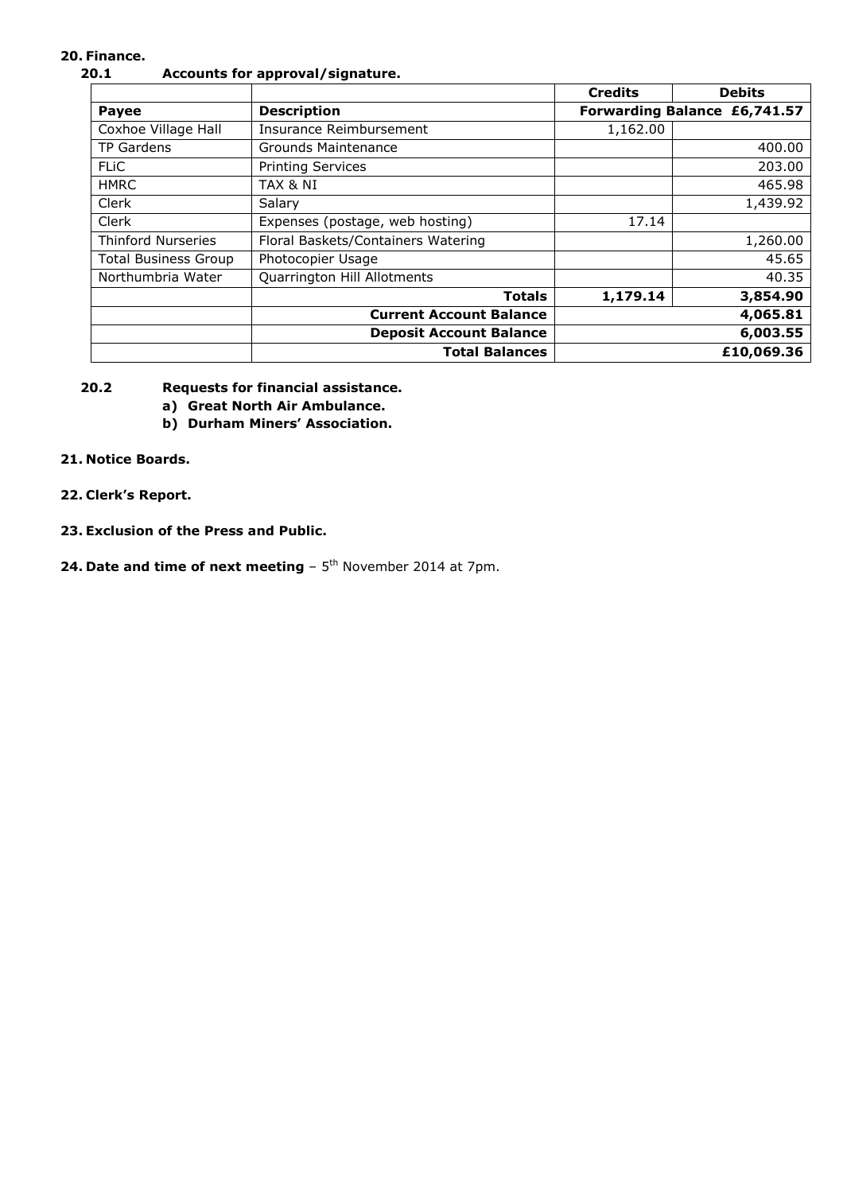## 20. Finance.

### 20.1 Accounts for approval/signature.

| | | Credits | Debits |
|---|---|---|---|
| **Payee** | **Description** | **Forwarding Balance £6,741.57** | |
| Coxhoe Village Hall | Insurance Reimbursement | 1,162.00 | |
| TP Gardens | Grounds Maintenance | | 400.00 |
| FLiC | Printing Services | | 203.00 |
| HMRC | TAX & NI | | 465.98 |
| Clerk | Salary | | 1,439.92 |
| Clerk | Expenses (postage, web hosting) | 17.14 | |
| Thinford Nurseries | Floral Baskets/Containers Watering | | 1,260.00 |
| Total Business Group | Photocopier Usage | | 45.65 |
| Northumbria Water | Quarrington Hill Allotments | | 40.35 |
| | **Totals** | **1,179.14** | **3,854.90** |
| | **Current Account Balance** | | **4,065.81** |
| | **Deposit Account Balance** | | **6,003.55** |
| | **Total Balances** | | **£10,069.36** |

### 20.2 Requests for financial assistance.

a) **Great North Air Ambulance.**

b) **Durham Miners' Association.**

## 21. Notice Boards.

## 22. Clerk's Report.

## 23. Exclusion of the Press and Public.

## 24. Date and time of next meeting – 5th November 2014 at 7pm.